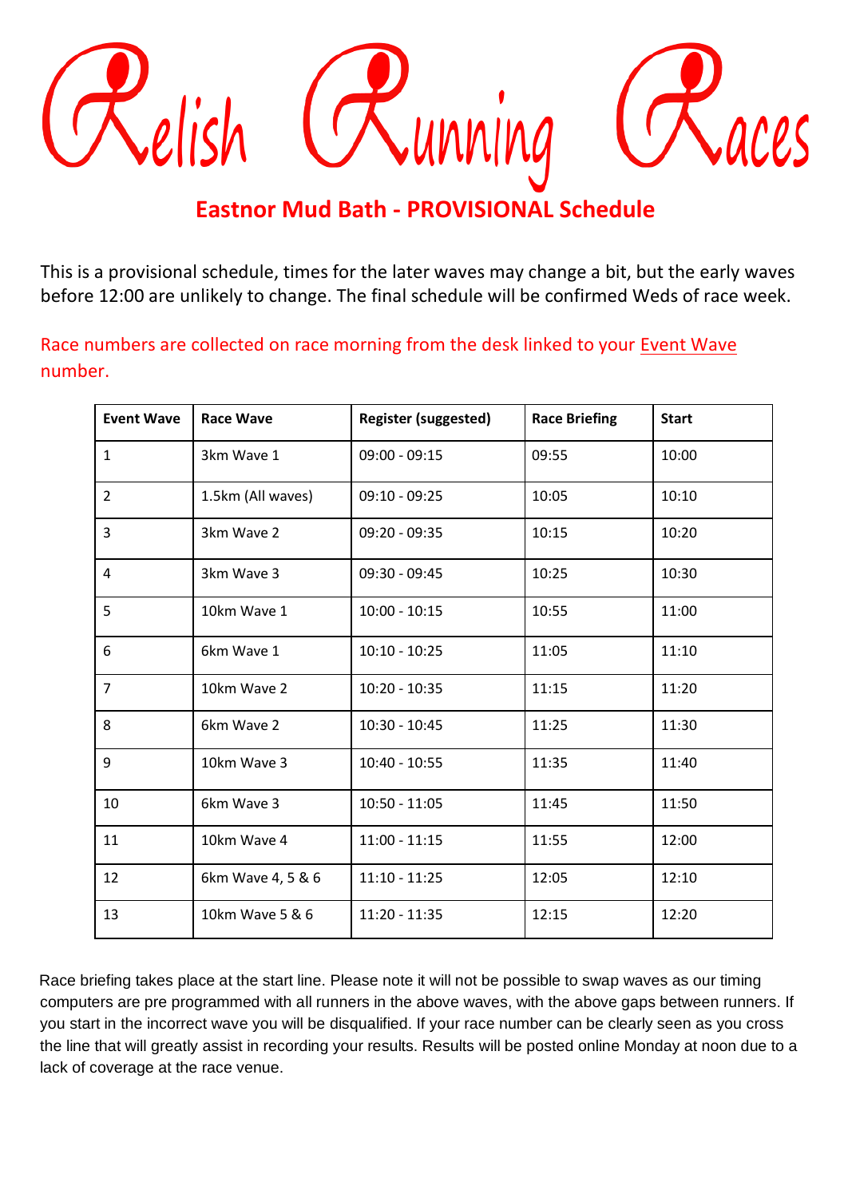# Relish Running Races

## Eastnor Mud Bath - PROVISIONAL Schedule

This is a provisional schedule, times for the later waves may change a bit, but the early waves before 12:00 are unlikely to change. The final schedule will be confirmed Weds of race week.

Race numbers are collected on race morning from the desk linked to your Event Wave number.

| Event Wave | Race Wave | Register (suggested) | Race Briefing | Start |
|---|---|---|---|---|
| 1 | 3km Wave 1 | 09:00 - 09:15 | 09:55 | 10:00 |
| 2 | 1.5km (All waves) | 09:10 - 09:25 | 10:05 | 10:10 |
| 3 | 3km Wave 2 | 09:20 - 09:35 | 10:15 | 10:20 |
| 4 | 3km Wave 3 | 09:30 - 09:45 | 10:25 | 10:30 |
| 5 | 10km Wave 1 | 10:00 - 10:15 | 10:55 | 11:00 |
| 6 | 6km Wave 1 | 10:10 - 10:25 | 11:05 | 11:10 |
| 7 | 10km Wave 2 | 10:20 - 10:35 | 11:15 | 11:20 |
| 8 | 6km Wave 2 | 10:30 - 10:45 | 11:25 | 11:30 |
| 9 | 10km Wave 3 | 10:40 - 10:55 | 11:35 | 11:40 |
| 10 | 6km Wave 3 | 10:50 - 11:05 | 11:45 | 11:50 |
| 11 | 10km Wave 4 | 11:00 - 11:15 | 11:55 | 12:00 |
| 12 | 6km Wave 4, 5 & 6 | 11:10 - 11:25 | 12:05 | 12:10 |
| 13 | 10km Wave 5 & 6 | 11:20 - 11:35 | 12:15 | 12:20 |

Race briefing takes place at the start line. Please note it will not be possible to swap waves as our timing computers are pre programmed with all runners in the above waves, with the above gaps between runners. If you start in the incorrect wave you will be disqualified. If your race number can be clearly seen as you cross the line that will greatly assist in recording your results. Results will be posted online Monday at noon due to a lack of coverage at the race venue.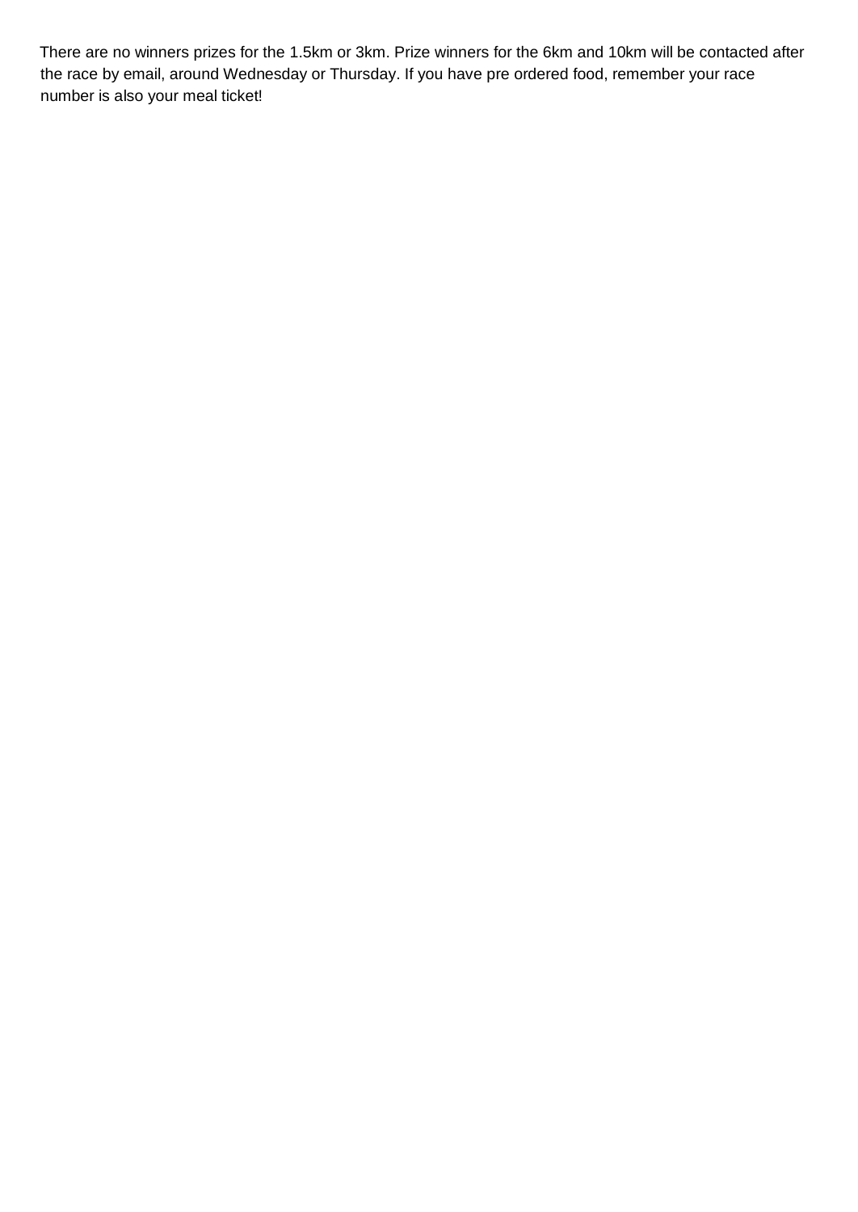There are no winners prizes for the 1.5km or 3km. Prize winners for the 6km and 10km will be contacted after the race by email, around Wednesday or Thursday. If you have pre ordered food, remember your race number is also your meal ticket!